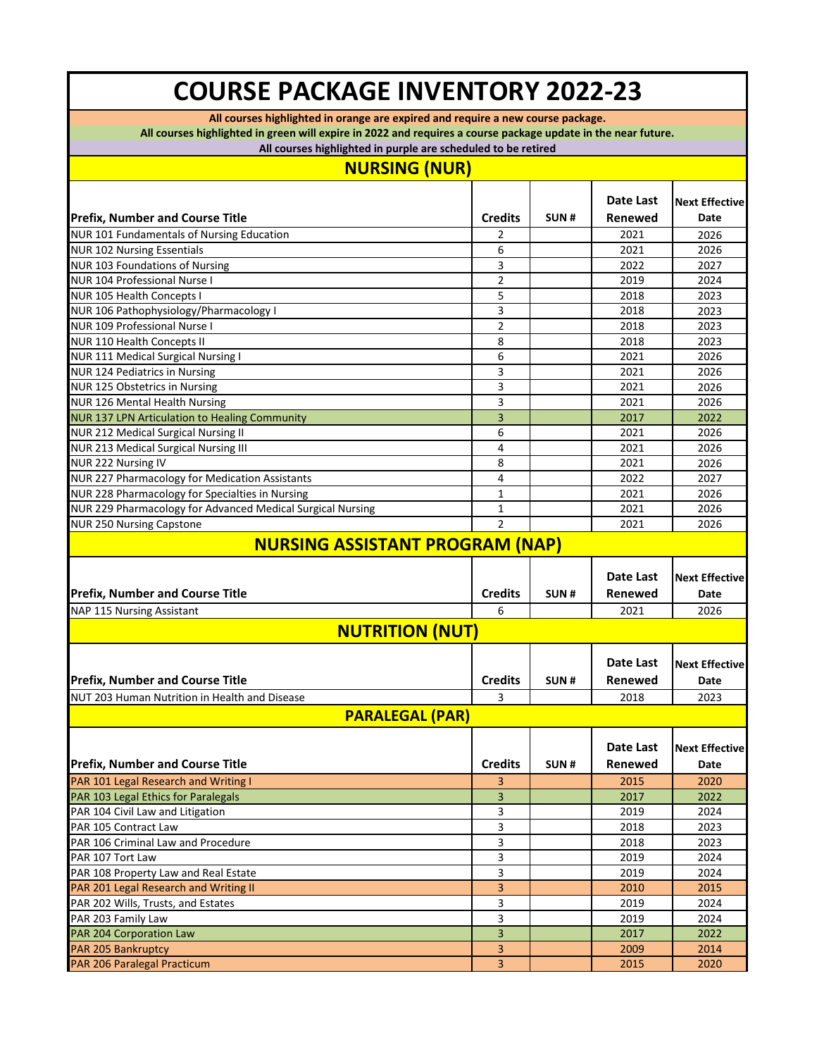# COURSE PACKAGE INVENTORY 2022-23

**All courses highlighted in orange are expired and require a new course package.**

**All courses highlighted in green will expire in 2022 and requires a course package update in the near future.**

**All courses highlighted in purple are scheduled to be retired**

## NURSING (NUR)

| Prefix, Number and Course Title | Credits | SUN # | Date Last Renewed | Next Effective Date |
|---|---|---|---|---|
| NUR 101 Fundamentals of Nursing Education | 2 | | 2021 | 2026 |
| NUR 102 Nursing Essentials | 6 | | 2021 | 2026 |
| NUR 103 Foundations of Nursing | 3 | | 2022 | 2027 |
| NUR 104 Professional Nurse I | 2 | | 2019 | 2024 |
| NUR 105 Health Concepts I | 5 | | 2018 | 2023 |
| NUR 106 Pathophysiology/Pharmacology I | 3 | | 2018 | 2023 |
| NUR 109 Professional Nurse I | 2 | | 2018 | 2023 |
| NUR 110 Health Concepts II | 8 | | 2018 | 2023 |
| NUR 111 Medical Surgical Nursing I | 6 | | 2021 | 2026 |
| NUR 124 Pediatrics in Nursing | 3 | | 2021 | 2026 |
| NUR 125 Obstetrics in Nursing | 3 | | 2021 | 2026 |
| NUR 126 Mental Health Nursing | 3 | | 2021 | 2026 |
| NUR 137 LPN Articulation to Healing Community | 3 | | 2017 | 2022 |
| NUR 212 Medical Surgical Nursing II | 6 | | 2021 | 2026 |
| NUR 213 Medical Surgical Nursing III | 4 | | 2021 | 2026 |
| NUR 222 Nursing IV | 8 | | 2021 | 2026 |
| NUR 227 Pharmacology for Medication Assistants | 4 | | 2022 | 2027 |
| NUR 228 Pharmacology for Specialties in Nursing | 1 | | 2021 | 2026 |
| NUR 229 Pharmacology for Advanced Medical Surgical Nursing | 1 | | 2021 | 2026 |
| NUR 250 Nursing Capstone | 2 | | 2021 | 2026 |

## NURSING ASSISTANT PROGRAM (NAP)

| Prefix, Number and Course Title | Credits | SUN # | Date Last Renewed | Next Effective Date |
|---|---|---|---|---|
| NAP 115 Nursing Assistant | 6 | | 2021 | 2026 |

## NUTRITION (NUT)

| Prefix, Number and Course Title | Credits | SUN # | Date Last Renewed | Next Effective Date |
|---|---|---|---|---|
| NUT 203 Human Nutrition in Health and Disease | 3 | | 2018 | 2023 |

## PARALEGAL (PAR)

| Prefix, Number and Course Title | Credits | SUN # | Date Last Renewed | Next Effective Date |
|---|---|---|---|---|
| PAR 101 Legal Research and Writing I | 3 | | 2015 | 2020 |
| PAR 103 Legal Ethics for Paralegals | 3 | | 2017 | 2022 |
| PAR 104 Civil Law and Litigation | 3 | | 2019 | 2024 |
| PAR 105 Contract Law | 3 | | 2018 | 2023 |
| PAR 106 Criminal Law and Procedure | 3 | | 2018 | 2023 |
| PAR 107 Tort Law | 3 | | 2019 | 2024 |
| PAR 108 Property Law and Real Estate | 3 | | 2019 | 2024 |
| PAR 201 Legal Research and Writing II | 3 | | 2010 | 2015 |
| PAR 202 Wills, Trusts, and Estates | 3 | | 2019 | 2024 |
| PAR 203 Family Law | 3 | | 2019 | 2024 |
| PAR 204 Corporation Law | 3 | | 2017 | 2022 |
| PAR 205 Bankruptcy | 3 | | 2009 | 2014 |
| PAR 206 Paralegal Practicum | 3 | | 2015 | 2020 |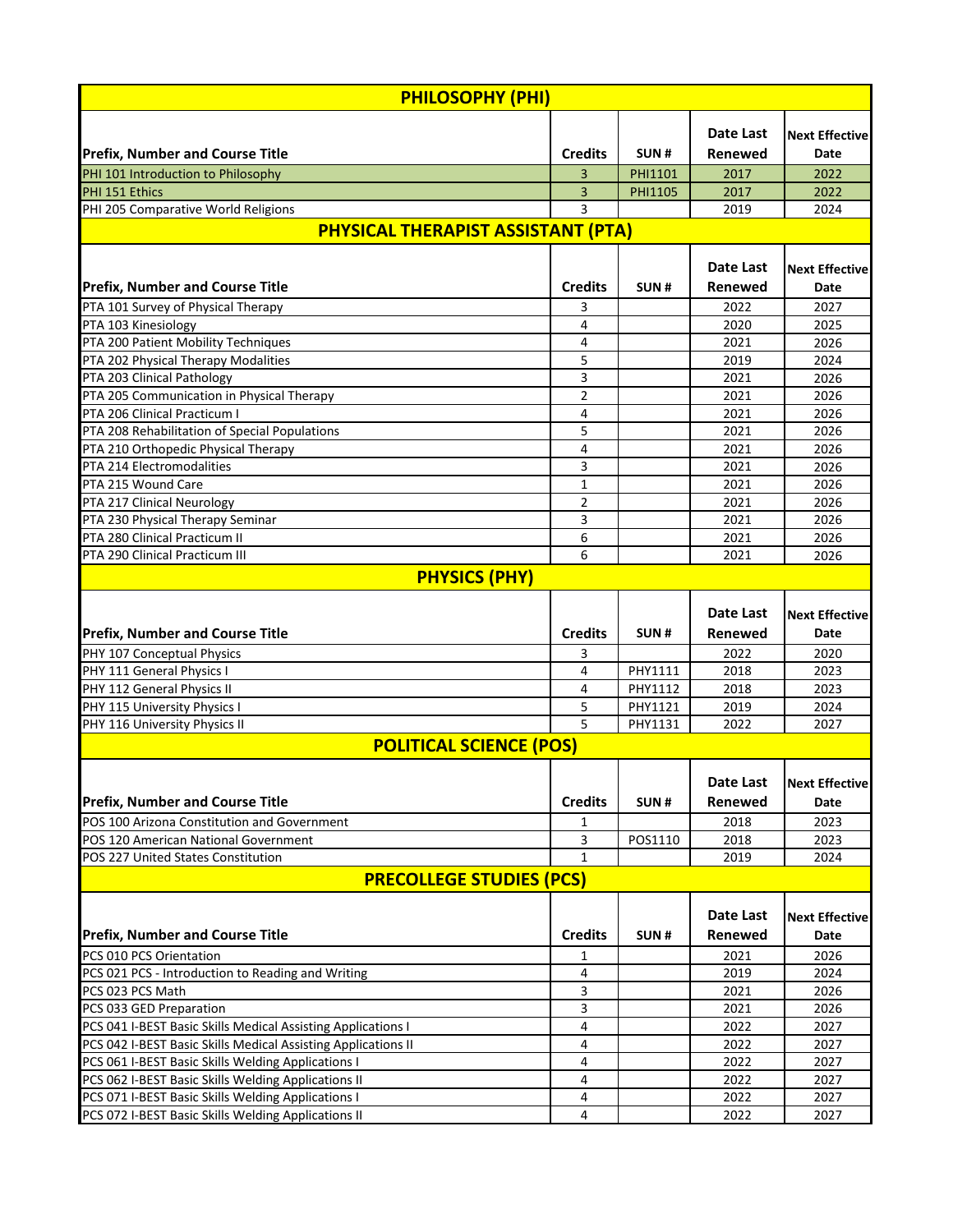## PHILOSOPHY (PHI)

| Prefix, Number and Course Title | Credits | SUN # | Date Last Renewed | Next Effective Date |
|---|---|---|---|---|
| PHI 101 Introduction to Philosophy | 3 | PHI1101 | 2017 | 2022 |
| PHI 151 Ethics | 3 | PHI1105 | 2017 | 2022 |
| PHI 205 Comparative World Religions | 3 | | 2019 | 2024 |

## PHYSICAL THERAPIST ASSISTANT (PTA)

| Prefix, Number and Course Title | Credits | SUN # | Date Last Renewed | Next Effective Date |
|---|---|---|---|---|
| PTA 101 Survey of Physical Therapy | 3 | | 2022 | 2027 |
| PTA 103 Kinesiology | 4 | | 2020 | 2025 |
| PTA 200 Patient Mobility Techniques | 4 | | 2021 | 2026 |
| PTA 202 Physical Therapy Modalities | 5 | | 2019 | 2024 |
| PTA 203 Clinical Pathology | 3 | | 2021 | 2026 |
| PTA 205 Communication in Physical Therapy | 2 | | 2021 | 2026 |
| PTA 206 Clinical Practicum I | 4 | | 2021 | 2026 |
| PTA 208 Rehabilitation of Special Populations | 5 | | 2021 | 2026 |
| PTA 210 Orthopedic Physical Therapy | 4 | | 2021 | 2026 |
| PTA 214 Electromodalities | 3 | | 2021 | 2026 |
| PTA 215 Wound Care | 1 | | 2021 | 2026 |
| PTA 217 Clinical Neurology | 2 | | 2021 | 2026 |
| PTA 230 Physical Therapy Seminar | 3 | | 2021 | 2026 |
| PTA 280 Clinical Practicum II | 6 | | 2021 | 2026 |
| PTA 290 Clinical Practicum III | 6 | | 2021 | 2026 |

## PHYSICS (PHY)

| Prefix, Number and Course Title | Credits | SUN # | Date Last Renewed | Next Effective Date |
|---|---|---|---|---|
| PHY 107 Conceptual Physics | 3 | | 2022 | 2020 |
| PHY 111 General Physics I | 4 | PHY1111 | 2018 | 2023 |
| PHY 112 General Physics II | 4 | PHY1112 | 2018 | 2023 |
| PHY 115 University Physics I | 5 | PHY1121 | 2019 | 2024 |
| PHY 116 University Physics II | 5 | PHY1131 | 2022 | 2027 |

## POLITICAL SCIENCE (POS)

| Prefix, Number and Course Title | Credits | SUN # | Date Last Renewed | Next Effective Date |
|---|---|---|---|---|
| POS 100 Arizona Constitution and Government | 1 | | 2018 | 2023 |
| POS 120 American National Government | 3 | POS1110 | 2018 | 2023 |
| POS 227 United States Constitution | 1 | | 2019 | 2024 |

## PRECOLLEGE STUDIES (PCS)

| Prefix, Number and Course Title | Credits | SUN # | Date Last Renewed | Next Effective Date |
|---|---|---|---|---|
| PCS 010 PCS Orientation | 1 | | 2021 | 2026 |
| PCS 021 PCS - Introduction to Reading and Writing | 4 | | 2019 | 2024 |
| PCS 023 PCS Math | 3 | | 2021 | 2026 |
| PCS 033 GED Preparation | 3 | | 2021 | 2026 |
| PCS 041 I-BEST Basic Skills Medical Assisting Applications I | 4 | | 2022 | 2027 |
| PCS 042 I-BEST Basic Skills Medical Assisting Applications II | 4 | | 2022 | 2027 |
| PCS 061 I-BEST Basic Skills Welding Applications I | 4 | | 2022 | 2027 |
| PCS 062 I-BEST Basic Skills Welding Applications II | 4 | | 2022 | 2027 |
| PCS 071 I-BEST Basic Skills Welding Applications I | 4 | | 2022 | 2027 |
| PCS 072 I-BEST Basic Skills Welding Applications II | 4 | | 2022 | 2027 |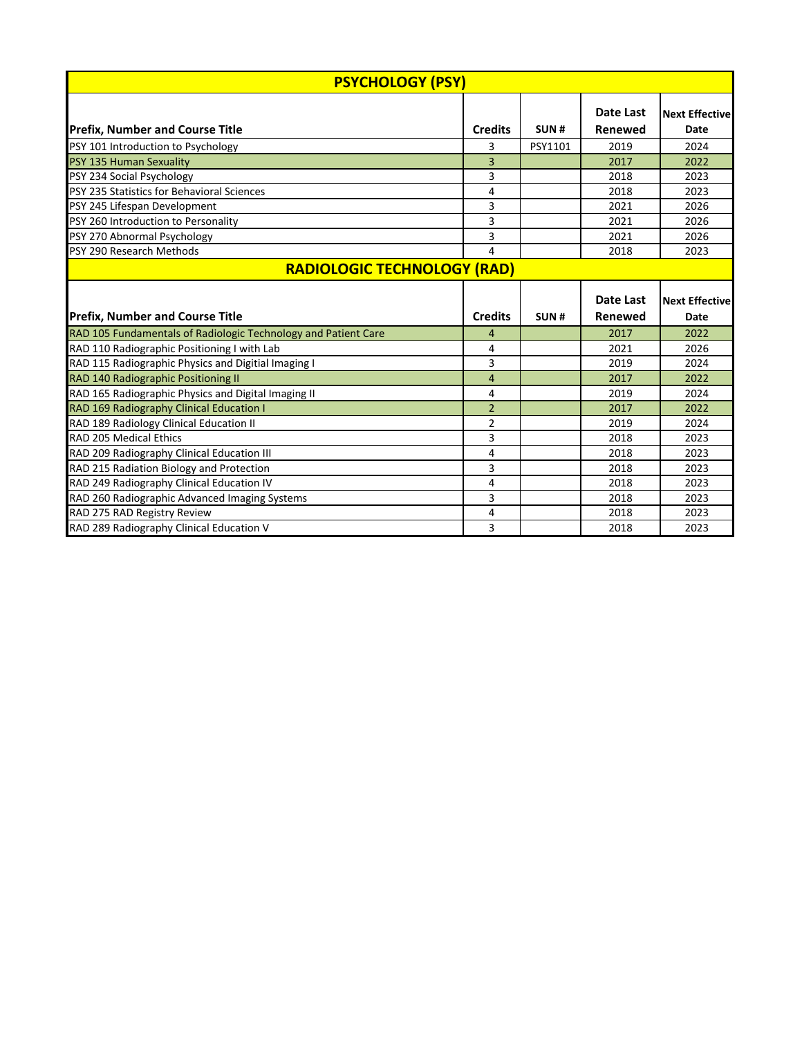## PSYCHOLOGY (PSY)

| Prefix, Number and Course Title | Credits | SUN # | Date Last Renewed | Next Effective Date |
|---|---|---|---|---|
| PSY 101 Introduction to Psychology | 3 | PSY1101 | 2019 | 2024 |
| PSY 135 Human Sexuality | 3 | | 2017 | 2022 |
| PSY 234 Social Psychology | 3 | | 2018 | 2023 |
| PSY 235 Statistics for Behavioral Sciences | 4 | | 2018 | 2023 |
| PSY 245 Lifespan Development | 3 | | 2021 | 2026 |
| PSY 260 Introduction to Personality | 3 | | 2021 | 2026 |
| PSY 270 Abnormal Psychology | 3 | | 2021 | 2026 |
| PSY 290 Research Methods | 4 | | 2018 | 2023 |

## RADIOLOGIC TECHNOLOGY (RAD)

| Prefix, Number and Course Title | Credits | SUN # | Date Last Renewed | Next Effective Date |
|---|---|---|---|---|
| RAD 105 Fundamentals of Radiologic Technology and Patient Care | 4 | | 2017 | 2022 |
| RAD 110 Radiographic Positioning I with Lab | 4 | | 2021 | 2026 |
| RAD 115 Radiographic Physics and Digitial Imaging I | 3 | | 2019 | 2024 |
| RAD 140 Radiographic Positioning II | 4 | | 2017 | 2022 |
| RAD 165 Radiographic Physics and Digital Imaging II | 4 | | 2019 | 2024 |
| RAD 169 Radiography Clinical Education I | 2 | | 2017 | 2022 |
| RAD 189 Radiology Clinical Education II | 2 | | 2019 | 2024 |
| RAD 205 Medical Ethics | 3 | | 2018 | 2023 |
| RAD 209 Radiography Clinical Education III | 4 | | 2018 | 2023 |
| RAD 215 Radiation Biology and Protection | 3 | | 2018 | 2023 |
| RAD 249 Radiography Clinical Education IV | 4 | | 2018 | 2023 |
| RAD 260 Radiographic Advanced Imaging Systems | 3 | | 2018 | 2023 |
| RAD 275 RAD Registry Review | 4 | | 2018 | 2023 |
| RAD 289 Radiography Clinical Education V | 3 | | 2018 | 2023 |